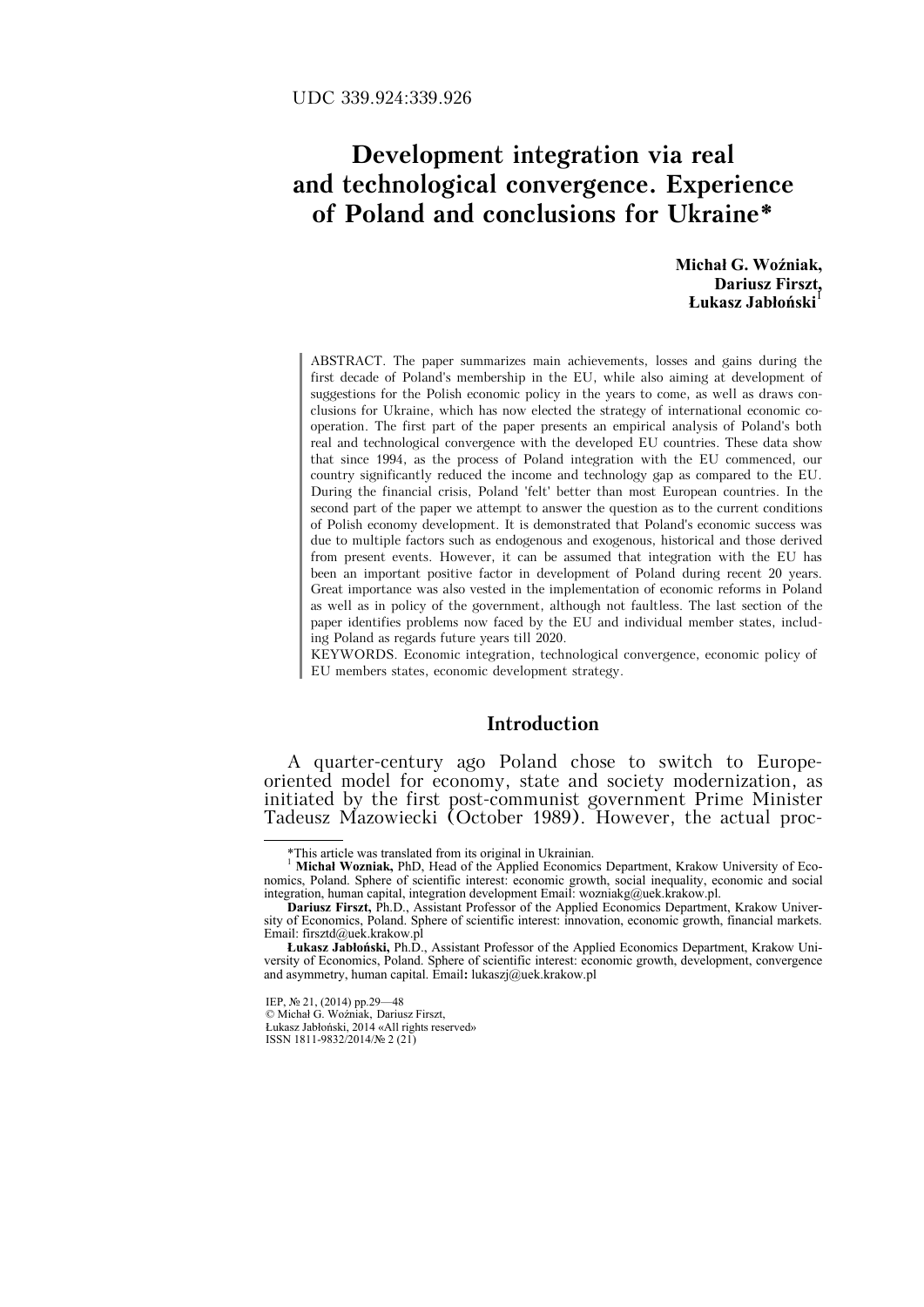UDC 339.924:339.926

# Development integration via real and technological convergence. Experience of Poland and conclusions for Ukraine*

**Michał G. Woźniak,**
**Dariusz Firszt,**
**Łukasz Jabłoński**[1]

ABSTRACT. The paper summarizes main achievements, losses and gains during the first decade of Poland's membership in the EU, while also aiming at development of suggestions for the Polish economic policy in the years to come, as well as draws conclusions for Ukraine, which has now elected the strategy of international economic cooperation. The first part of the paper presents an empirical analysis of Poland's both real and technological convergence with the developed EU countries. These data show that since 1994, as the process of Poland integration with the EU commenced, our country significantly reduced the income and technology gap as compared to the EU. During the financial crisis, Poland 'felt' better than most European countries. In the second part of the paper we attempt to answer the question as to the current conditions of Polish economy development. It is demonstrated that Poland's economic success was due to multiple factors such as endogenous and exogenous, historical and those derived from present events. However, it can be assumed that integration with the EU has been an important positive factor in development of Poland during recent 20 years. Great importance was also vested in the implementation of economic reforms in Poland as well as in policy of the government, although not faultless. The last section of the paper identifies problems now faced by the EU and individual member states, including Poland as regards future years till 2020.

KEYWORDS. Economic integration, technological convergence, economic policy of EU members states, economic development strategy.

## Introduction

A quarter-century ago Poland chose to switch to Europe-oriented model for economy, state and society modernization, as initiated by the first post-communist government Prime Minister Tadeusz Mazowiecki (October 1989). However, the actual proc-

---

*This article was translated from its original in Ukrainian.

[1] **Michał Wozniak,** PhD, Head of the Applied Economics Department, Krakow University of Economics, Poland. Sphere of scientific interest: economic growth, social inequality, economic and social integration, human capital, integration development Email: wozniakg@uek.krakow.pl.

**Dariusz Firszt,** Ph.D., Assistant Professor of the Applied Economics Department, Krakow University of Economics, Poland. Sphere of scientific interest: innovation, economic growth, financial markets. Email: firsztd@uek.krakow.pl

**Łukasz Jabłoński,** Ph.D., Assistant Professor of the Applied Economics Department, Krakow University of Economics, Poland. Sphere of scientific interest: economic growth, development, convergence and asymmetry, human capital. Email: lukaszj@uek.krakow.pl

© Michał G. Woźniak, Dariusz Firszt, Łukasz Jabłoński, 2014 «All rights reserved»
ISSN 1811-9832/2014/№ 2 (21)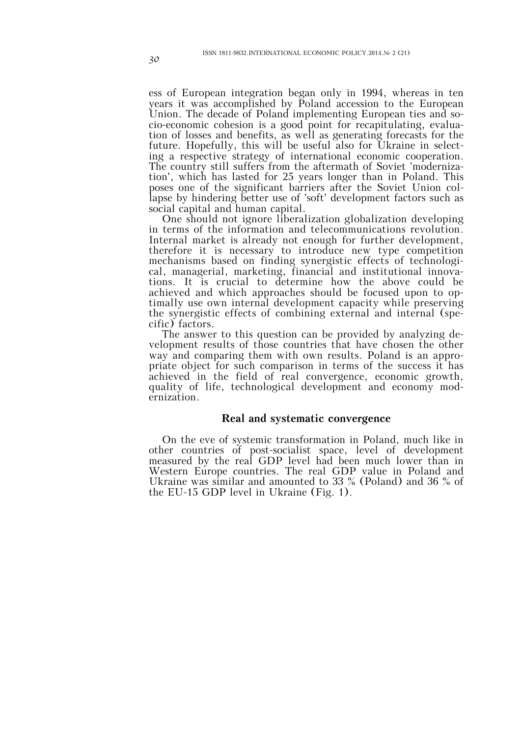ess of European integration began only in 1994, whereas in ten years it was accomplished by Poland accession to the European Union. The decade of Poland implementing European ties and socio-economic cohesion is a good point for recapitulating, evaluation of losses and benefits, as well as generating forecasts for the future. Hopefully, this will be useful also for Ukraine in selecting a respective strategy of international economic cooperation. The country still suffers from the aftermath of Soviet 'modernization', which has lasted for 25 years longer than in Poland. This poses one of the significant barriers after the Soviet Union collapse by hindering better use of 'soft' development factors such as social capital and human capital.

One should not ignore liberalization globalization developing in terms of the information and telecommunications revolution. Internal market is already not enough for further development, therefore it is necessary to introduce new type competition mechanisms based on finding synergistic effects of technological, managerial, marketing, financial and institutional innovations. It is crucial to determine how the above could be achieved and which approaches should be focused upon to optimally use own internal development capacity while preserving the synergistic effects of combining external and internal (specific) factors.

The answer to this question can be provided by analyzing development results of those countries that have chosen the other way and comparing them with own results. Poland is an appropriate object for such comparison in terms of the success it has achieved in the field of real convergence, economic growth, quality of life, technological development and economy modernization.

## Real and systematic convergence

On the eve of systemic transformation in Poland, much like in other countries of post-socialist space, level of development measured by the real GDP level had been much lower than in Western Europe countries. The real GDP value in Poland and Ukraine was similar and amounted to 33 % (Poland) and 36 % of the EU-15 GDP level in Ukraine (Fig. 1).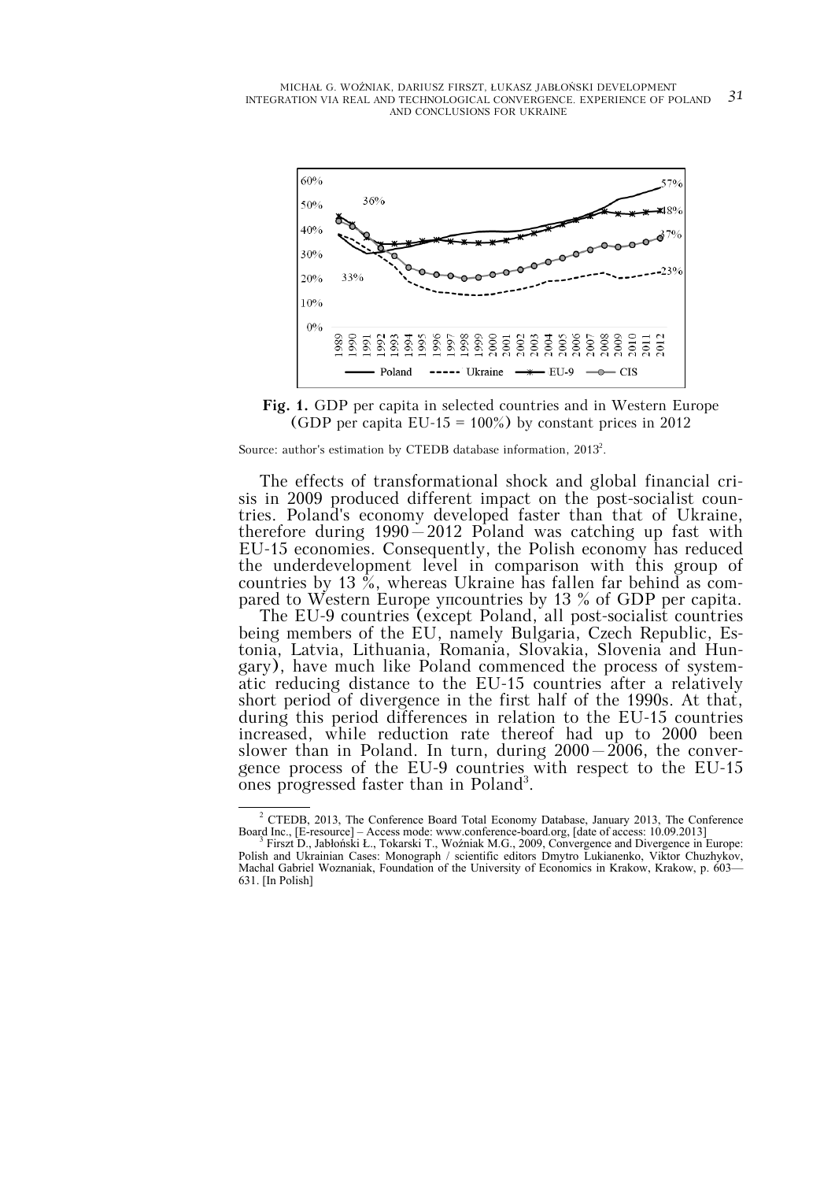**Fig. 1.** GDP per capita in selected countries and in Western Europe (GDP per capita EU-15 = 100%) by constant prices in 2012

Source: author's estimation by CTEDB database information, 2013[2].

The effects of transformational shock and global financial crisis in 2009 produced different impact on the post-socialist countries. Poland's economy developed faster than that of Ukraine, therefore during 1990 – 2012 Poland was catching up fast with EU-15 economies. Consequently, the Polish economy has reduced the underdevelopment level in comparison with this group of countries by 13 %, whereas Ukraine has fallen far behind as compared to Western Europe упcountries by 13 % of GDP per capita.

The EU-9 countries (except Poland, all post-socialist countries being members of the EU, namely Bulgaria, Czech Republic, Estonia, Latvia, Lithuania, Romania, Slovakia, Slovenia and Hungary), have much like Poland commenced the process of systematic reducing distance to the EU-15 countries after a relatively short period of divergence in the first half of the 1990s. At that, during this period differences in relation to the EU-15 countries increased, while reduction rate thereof had up to 2000 been slower than in Poland. In turn, during 2000 – 2006, the convergence process of the EU-9 countries with respect to the EU-15 ones progressed faster than in Poland[3].

---

[2] CTEDB, 2013, The Conference Board Total Economy Database, January 2013, The Conference Board Inc., [E-resource] – Access mode: www.conference-board.org, [date of access: 10.09.2013]

[3] Firszt D., Jabłoński Ł., Tokarski T., Woźniak M.G., 2009, Convergence and Divergence in Europe: Polish and Ukrainian Cases: Monograph / scientific editors Dmytro Lukianenko, Viktor Chuzhykov, Machal Gabriel Woznaniak, Foundation of the University of Economics in Krakow, Krakow, p. 603—631. [In Polish]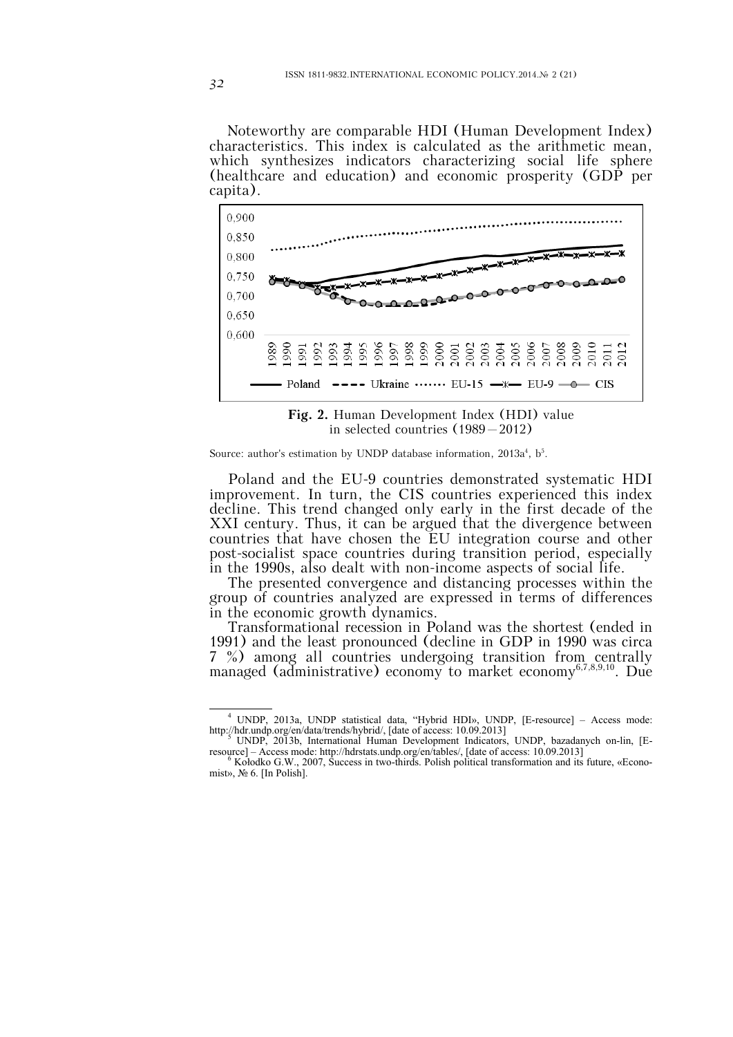Noteworthy are comparable HDI (Human Development Index) characteristics. This index is calculated as the arithmetic mean, which synthesizes indicators characterizing social life sphere (healthcare and education) and economic prosperity (GDP per capita).

**Fig. 2.** Human Development Index (HDI) value in selected countries (1989 – 2012)

Source: author's estimation by UNDP database information, 2013a[4], b[5].

Poland and the EU-9 countries demonstrated systematic HDI improvement. In turn, the CIS countries experienced this index decline. This trend changed only early in the first decade of the XXI century. Thus, it can be argued that the divergence between countries that have chosen the EU integration course and other post-socialist space countries during transition period, especially in the 1990s, also dealt with non-income aspects of social life.

The presented convergence and distancing processes within the group of countries analyzed are expressed in terms of differences in the economic growth dynamics.

Transformational recession in Poland was the shortest (ended in 1991) and the least pronounced (decline in GDP in 1990 was circa 7 %) among all countries undergoing transition from centrally managed (administrative) economy to market economy[6,7,8,9,10]. Due

---

[4] UNDP, 2013a, UNDP statistical data, "Hybrid HDI», UNDP, [E-resource] – Access mode: http://hdr.undp.org/en/data/trends/hybrid/, [date of access: 10.09.2013]

[5] UNDP, 2013b, International Human Development Indicators, UNDP, bazadanych on-lin, [E-resource] – Access mode: http://hdrstats.undp.org/en/tables/, [date of access: 10.09.2013]

[6] Kołodko G.W., 2007, Success in two-thirds. Polish political transformation and its future, «Economist», № 6. [In Polish].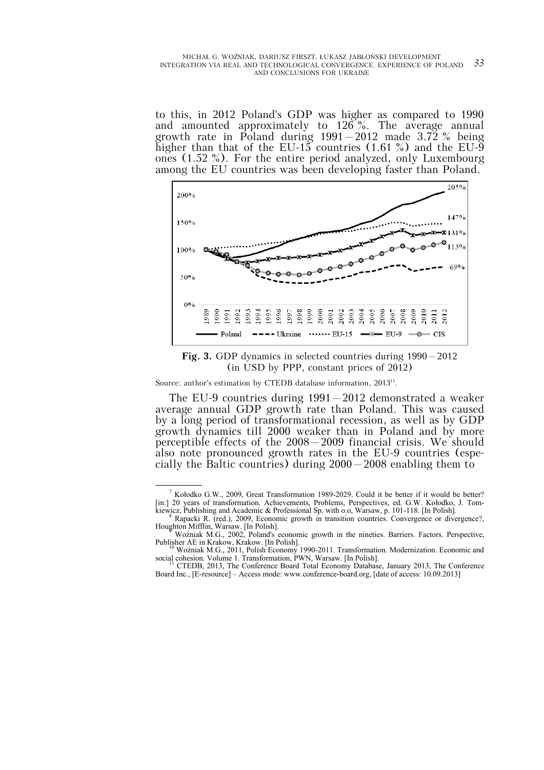to this, in 2012 Poland's GDP was higher as compared to 1990 and amounted approximately to 126 %. The average annual growth rate in Poland during 1991 – 2012 made 3.72 % being higher than that of the EU-15 countries (1.61 %) and the EU-9 ones (1.52 %). For the entire period analyzed, only Luxembourg among the EU countries was been developing faster than Poland.

**Fig. 3.** GDP dynamics in selected countries during 1990 – 2012 (in USD by PPP, constant prices of 2012)

Source: author's estimation by CTEDB database information, 2013[11].

The EU-9 countries during 1991 – 2012 demonstrated a weaker average annual GDP growth rate than Poland. This was caused by a long period of transformational recession, as well as by GDP growth dynamics till 2000 weaker than in Poland and by more perceptible effects of the 2008 – 2009 financial crisis. We should also note pronounced growth rates in the EU-9 countries (especially the Baltic countries) during 2000 – 2008 enabling them to

---

[7] Kołodko G.W., 2009, Great Transformation 1989-2029. Could it be better if it would be better? [in:] 20 years of transformation. Achievements, Problems, Perspectives, ed. G.W. Kołodko, J. Tomkiewicz, Publishing and Academic & Professional Sp. with o.o, Warsaw, p. 101-118. [In Polish].

[8] Rapacki R. (red.), 2009, Economic growth in transition countries. Convergence or divergence?, Houghton Mifflin, Warsaw. [In Polish].

[9] Woźniak M.G., 2002, Poland's economic growth in the nineties. Barriers. Factors. Perspective, Publisher AE in Krakow, Krakow. [In Polish].

[10] Woźniak M.G., 2011, Polish Economy 1990-2011. Transformation. Modernization. Economic and social cohesion. Volume 1. Transformation, PWN, Warsaw. [In Polish].

[11] CTEDB, 2013, The Conference Board Total Economy Database, January 2013, The Conference Board Inc., [E-resource] – Access mode: www.conference-board.org, [date of access: 10.09.2013]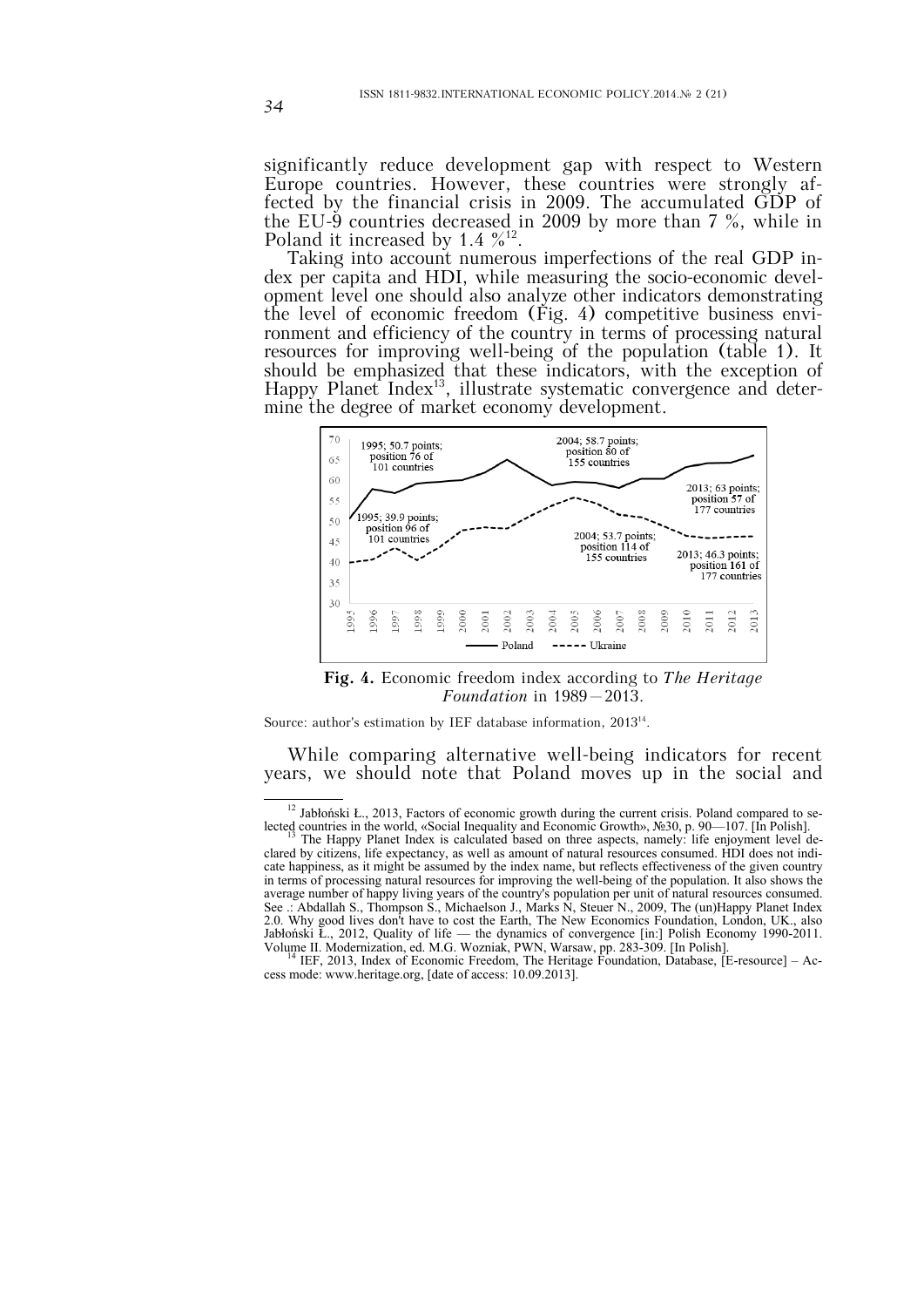significantly reduce development gap with respect to Western Europe countries. However, these countries were strongly affected by the financial crisis in 2009. The accumulated GDP of the EU-9 countries decreased in 2009 by more than 7 %, while in Poland it increased by 1.4 %[12].

Taking into account numerous imperfections of the real GDP index per capita and HDI, while measuring the socio-economic development level one should also analyze other indicators demonstrating the level of economic freedom (Fig. 4) competitive business environment and efficiency of the country in terms of processing natural resources for improving well-being of the population (table 1). It should be emphasized that these indicators, with the exception of Happy Planet Index[13], illustrate systematic convergence and determine the degree of market economy development.

**Fig. 4.** Economic freedom index according to *The Heritage Foundation* in 1989—2013.

Source: author's estimation by IEF database information, 2013[14].

While comparing alternative well-being indicators for recent years, we should note that Poland moves up in the social and

---

[12] Jabłoński Ł., 2013, Factors of economic growth during the current crisis. Poland compared to selected countries in the world, «Social Inequality and Economic Growth», №30, p. 90—107. [In Polish].

[13] The Happy Planet Index is calculated based on three aspects, namely: life enjoyment level declared by citizens, life expectancy, as well as amount of natural resources consumed. HDI does not indicate happiness, as it might be assumed by the index name, but reflects effectiveness of the given country in terms of processing natural resources for improving the well-being of the population. It also shows the average number of happy living years of the country's population per unit of natural resources consumed. See .: Abdallah S., Thompson S., Michaelson J., Marks N, Steuer N., 2009, The (un)Happy Planet Index 2.0. Why good lives don't have to cost the Earth, The New Economics Foundation, London, UK., also Jabłoński Ł., 2012, Quality of life — the dynamics of convergence [in:] Polish Economy 1990-2011. Volume II. Modernization, ed. M.G. Wozniak, PWN, Warsaw, pp. 283-309. [In Polish].

[14] IEF, 2013, Index of Economic Freedom, The Heritage Foundation, Database, [E-resource] – Access mode: www.heritage.org, [date of access: 10.09.2013].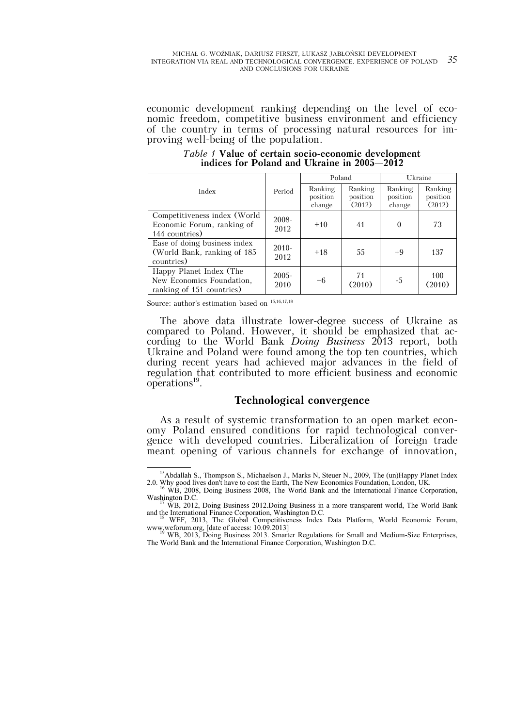economic development ranking depending on the level of economic freedom, competitive business environment and efficiency of the country in terms of processing natural resources for improving well-being of the population.

*Table 1* **Value of certain socio-economic development indices for Poland and Ukraine in 2005—2012**

| Index | Period | Poland | | Ukraine | |
|---|---|---|---|---|---|
| | | Ranking position change | Ranking position (2012) | Ranking position change | Ranking position (2012) |
| Competitiveness index (World Economic Forum, ranking of 144 countries) | 2008-2012 | +10 | 41 | 0 | 73 |
| Ease of doing business index (World Bank, ranking of 185 countries) | 2010-2012 | +18 | 55 | +9 | 137 |
| Happy Planet Index (The New Economics Foundation, ranking of 151 countries) | 2005-2010 | +6 | 71 (2010) | -5 | 100 (2010) |

Source: author's estimation based on [15,16,17,18]

The above data illustrate lower-degree success of Ukraine as compared to Poland. However, it should be emphasized that according to the World Bank *Doing Business* 2013 report, both Ukraine and Poland were found among the top ten countries, which during recent years had achieved major advances in the field of regulation that contributed to more efficient business and economic operations[19].

## Technological convergence

As a result of systemic transformation to an open market economy Poland ensured conditions for rapid technological convergence with developed countries. Liberalization of foreign trade meant opening of various channels for exchange of innovation,

[15] Abdallah S., Thompson S., Michaelson J., Marks N, Steuer N., 2009, The (un)Happy Planet Index 2.0. Why good lives don't have to cost the Earth, The New Economics Foundation, London, UK.

[16] WB, 2008, Doing Business 2008, The World Bank and the International Finance Corporation, Washington D.C.

[17] WB, 2012, Doing Business 2012.Doing Business in a more transparent world, The World Bank and the International Finance Corporation, Washington D.C.

[18] WEF, 2013, The Global Competitiveness Index Data Platform, World Economic Forum, www.weforum.org, [date of access: 10.09.2013]

[19] WB, 2013, Doing Business 2013. Smarter Regulations for Small and Medium-Size Enterprises, The World Bank and the International Finance Corporation, Washington D.C.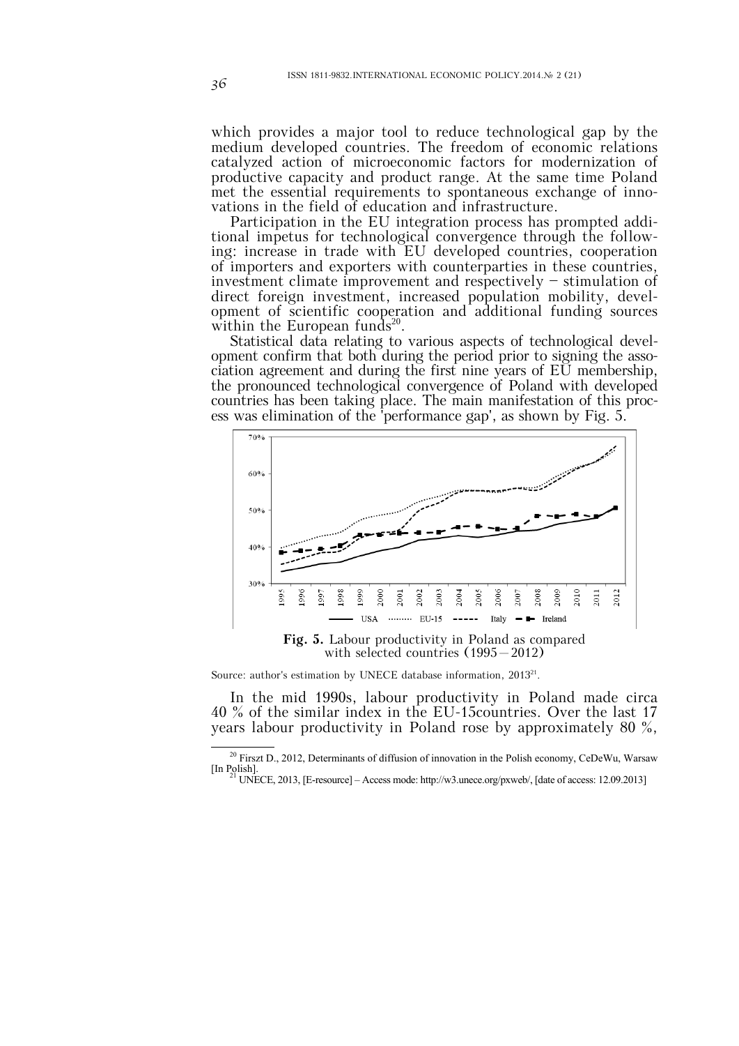which provides a major tool to reduce technological gap by the medium developed countries. The freedom of economic relations catalyzed action of microeconomic factors for modernization of productive capacity and product range. At the same time Poland met the essential requirements to spontaneous exchange of innovations in the field of education and infrastructure.

Participation in the EU integration process has prompted additional impetus for technological convergence through the following: increase in trade with EU developed countries, cooperation of importers and exporters with counterparties in these countries, investment climate improvement and respectively – stimulation of direct foreign investment, increased population mobility, development of scientific cooperation and additional funding sources within the European funds[20].

Statistical data relating to various aspects of technological development confirm that both during the period prior to signing the association agreement and during the first nine years of EU membership, the pronounced technological convergence of Poland with developed countries has been taking place. The main manifestation of this process was elimination of the 'performance gap', as shown by Fig. 5.

**Fig. 5.** Labour productivity in Poland as compared with selected countries (1995–2012)

Source: author's estimation by UNECE database information, 2013[21].

In the mid 1990s, labour productivity in Poland made circa 40 % of the similar index in the EU-15countries. Over the last 17 years labour productivity in Poland rose by approximately 80 %,

[20] Firszt D., 2012, Determinants of diffusion of innovation in the Polish economy, CeDeWu, Warsaw [In Polish].

[21] UNECE, 2013, [E-resource] – Access mode: http://w3.unece.org/pxweb/, [date of access: 12.09.2013]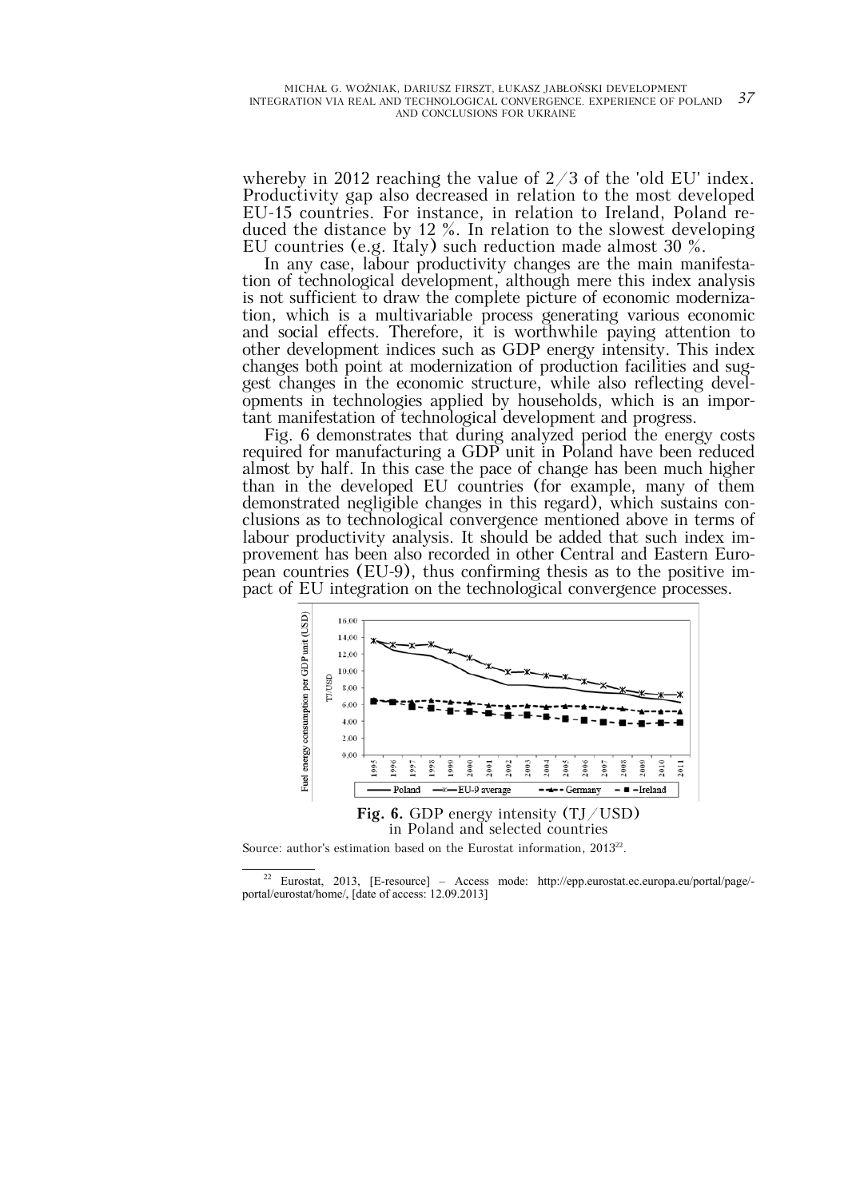whereby in 2012 reaching the value of 2/3 of the 'old EU' index. Productivity gap also decreased in relation to the most developed EU-15 countries. For instance, in relation to Ireland, Poland reduced the distance by 12 %. In relation to the slowest developing EU countries (e.g. Italy) such reduction made almost 30 %.

In any case, labour productivity changes are the main manifestation of technological development, although mere this index analysis is not sufficient to draw the complete picture of economic modernization, which is a multivariable process generating various economic and social effects. Therefore, it is worthwhile paying attention to other development indices such as GDP energy intensity. This index changes both point at modernization of production facilities and suggest changes in the economic structure, while also reflecting developments in technologies applied by households, which is an important manifestation of technological development and progress.

Fig. 6 demonstrates that during analyzed period the energy costs required for manufacturing a GDP unit in Poland have been reduced almost by half. In this case the pace of change has been much higher than in the developed EU countries (for example, many of them demonstrated negligible changes in this regard), which sustains conclusions as to technological convergence mentioned above in terms of labour productivity analysis. It should be added that such index improvement has been also recorded in other Central and Eastern European countries (EU-9), thus confirming thesis as to the positive impact of EU integration on the technological convergence processes.

**Fig. 6.** GDP energy intensity (TJ/USD) in Poland and selected countries

Source: author's estimation based on the Eurostat information, 2013[22].

---

[22] Eurostat, 2013, [E-resource] – Access mode: http://epp.eurostat.ec.europa.eu/portal/page/-portal/eurostat/home/, [date of access: 12.09.2013]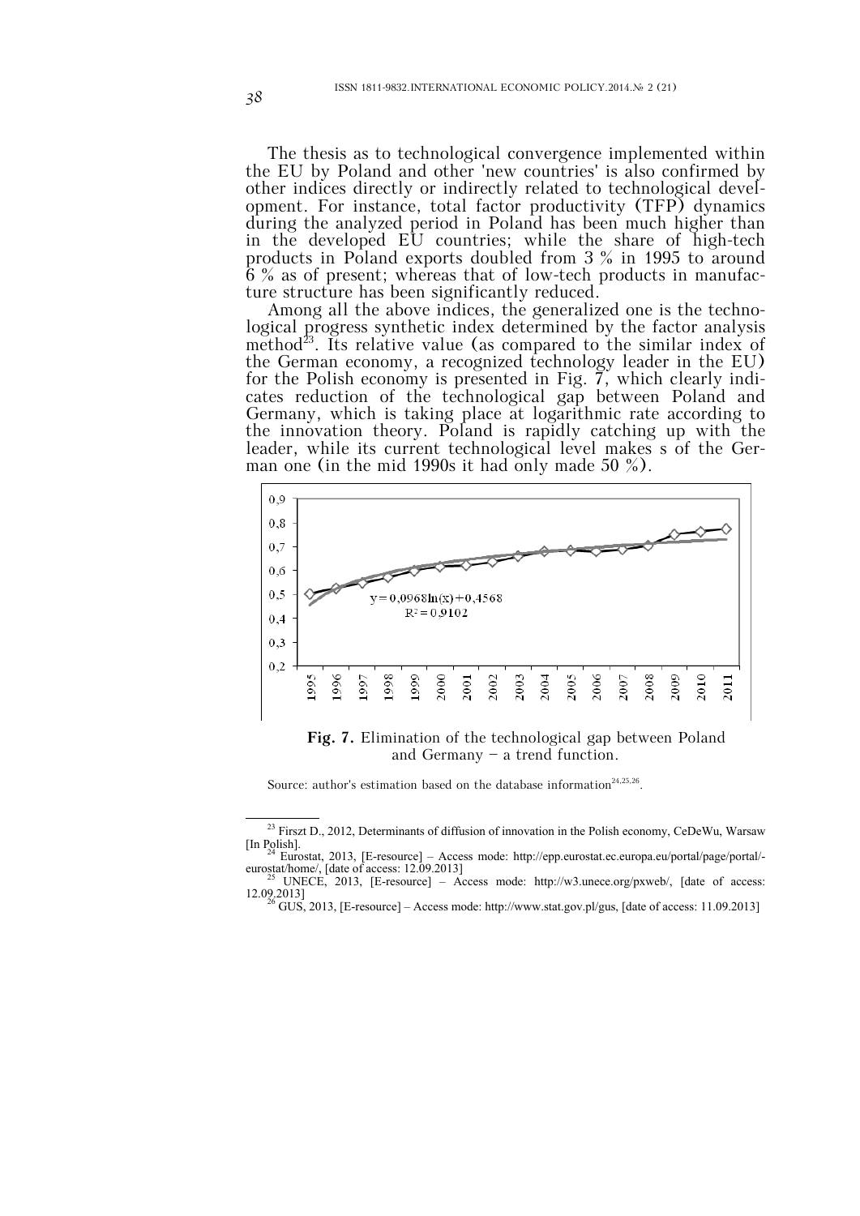The thesis as to technological convergence implemented within the EU by Poland and other 'new countries' is also confirmed by other indices directly or indirectly related to technological development. For instance, total factor productivity (TFP) dynamics during the analyzed period in Poland has been much higher than in the developed EU countries; while the share of high-tech products in Poland exports doubled from 3 % in 1995 to around 6 % as of present; whereas that of low-tech products in manufacture structure has been significantly reduced.

Among all the above indices, the generalized one is the technological progress synthetic index determined by the factor analysis method[23]. Its relative value (as compared to the similar index of the German economy, a recognized technology leader in the EU) for the Polish economy is presented in Fig. 7, which clearly indicates reduction of the technological gap between Poland and Germany, which is taking place at logarithmic rate according to the innovation theory. Poland is rapidly catching up with the leader, while its current technological level makes s of the German one (in the mid 1990s it had only made 50 %).

**Fig. 7.** Elimination of the technological gap between Poland and Germany – a trend function.

Source: author's estimation based on the database information[24,25,26].

---

[23] Firszt D., 2012, Determinants of diffusion of innovation in the Polish economy, CeDeWu, Warsaw [In Polish].

[24] Eurostat, 2013, [E-resource] – Access mode: http://epp.eurostat.ec.europa.eu/portal/page/portal/-eurostat/home/, [date of access: 12.09.2013]

[25] UNECE, 2013, [E-resource] – Access mode: http://w3.unece.org/pxweb/, [date of access: 12.09.2013]

[26] GUS, 2013, [E-resource] – Access mode: http://www.stat.gov.pl/gus, [date of access: 11.09.2013]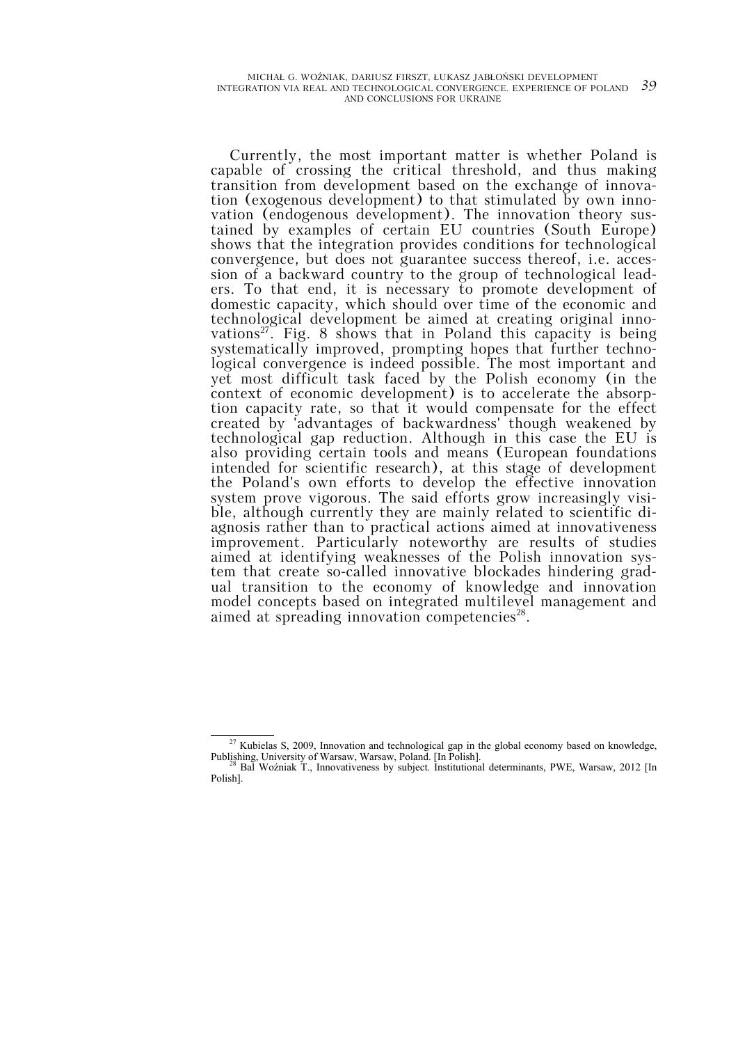Currently, the most important matter is whether Poland is capable of crossing the critical threshold, and thus making transition from development based on the exchange of innovation (exogenous development) to that stimulated by own innovation (endogenous development). The innovation theory sustained by examples of certain EU countries (South Europe) shows that the integration provides conditions for technological convergence, but does not guarantee success thereof, i.e. accession of a backward country to the group of technological leaders. To that end, it is necessary to promote development of domestic capacity, which should over time of the economic and technological development be aimed at creating original innovations[27]. Fig. 8 shows that in Poland this capacity is being systematically improved, prompting hopes that further technological convergence is indeed possible. The most important and yet most difficult task faced by the Polish economy (in the context of economic development) is to accelerate the absorption capacity rate, so that it would compensate for the effect created by 'advantages of backwardness' though weakened by technological gap reduction. Although in this case the EU is also providing certain tools and means (European foundations intended for scientific research), at this stage of development the Poland's own efforts to develop the effective innovation system prove vigorous. The said efforts grow increasingly visible, although currently they are mainly related to scientific diagnosis rather than to practical actions aimed at innovativeness improvement. Particularly noteworthy are results of studies aimed at identifying weaknesses of the Polish innovation system that create so-called innovative blockades hindering gradual transition to the economy of knowledge and innovation model concepts based on integrated multilevel management and aimed at spreading innovation competencies[28].

---

[27] Kubielas S, 2009, Innovation and technological gap in the global economy based on knowledge, Publishing, University of Warsaw, Warsaw, Poland. [In Polish].

[28] Bal Woźniak T., Innovativeness by subject. Institutional determinants, PWE, Warsaw, 2012 [In Polish].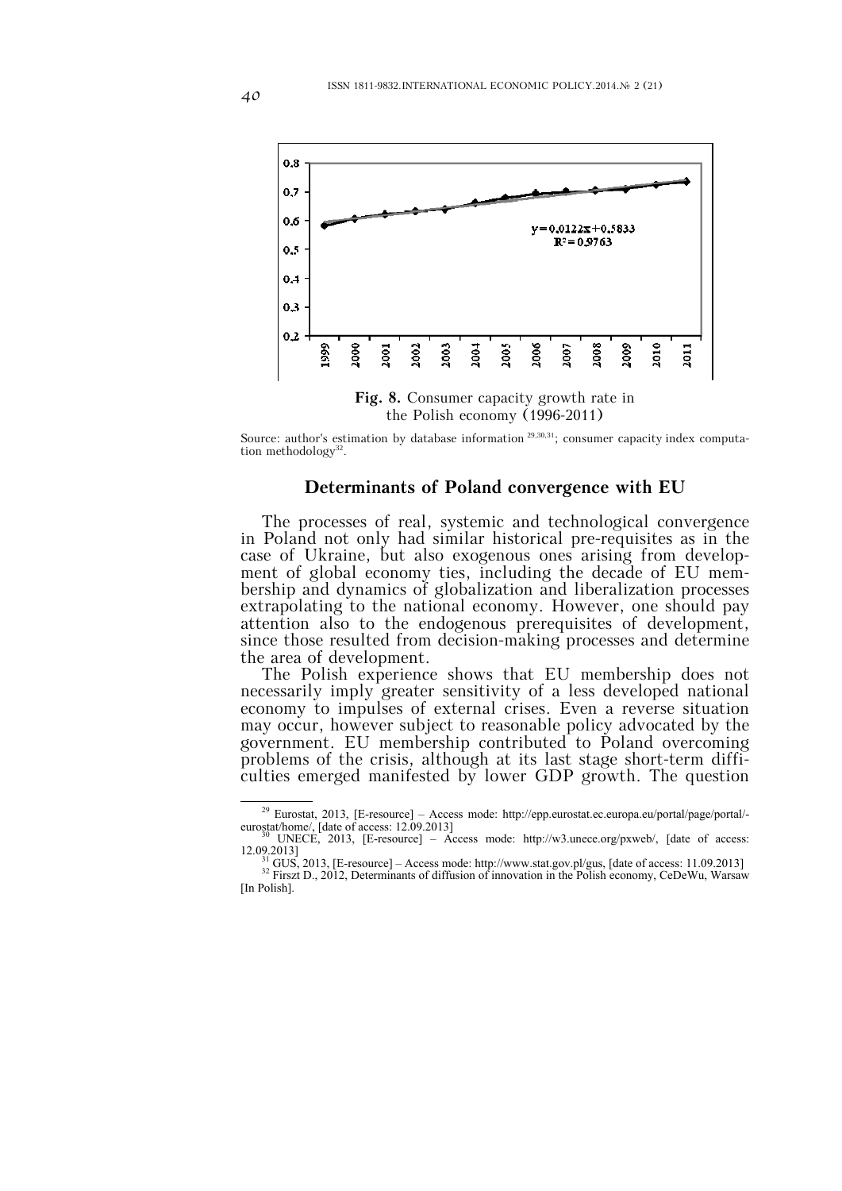**Fig. 8.** Consumer capacity growth rate in the Polish economy (1996-2011)

Source: author's estimation by database information [29,30,31]; consumer capacity index computation methodology[32].

## Determinants of Poland convergence with EU

The processes of real, systemic and technological convergence in Poland not only had similar historical pre-requisites as in the case of Ukraine, but also exogenous ones arising from development of global economy ties, including the decade of EU membership and dynamics of globalization and liberalization processes extrapolating to the national economy. However, one should pay attention also to the endogenous prerequisites of development, since those resulted from decision-making processes and determine the area of development.

The Polish experience shows that EU membership does not necessarily imply greater sensitivity of a less developed national economy to impulses of external crises. Even a reverse situation may occur, however subject to reasonable policy advocated by the government. EU membership contributed to Poland overcoming problems of the crisis, although at its last stage short-term difficulties emerged manifested by lower GDP growth. The question

---

[29] Eurostat, 2013, [E-resource] – Access mode: http://epp.eurostat.ec.europa.eu/portal/page/portal/-eurostat/home/, [date of access: 12.09.2013]

[30] UNECE, 2013, [E-resource] – Access mode: http://w3.unece.org/pxweb/, [date of access: 12.09.2013]

[31] GUS, 2013, [E-resource] – Access mode: http://www.stat.gov.pl/gus, [date of access: 11.09.2013]

[32] Firszt D., 2012, Determinants of diffusion of innovation in the Polish economy, CeDeWu, Warsaw [In Polish].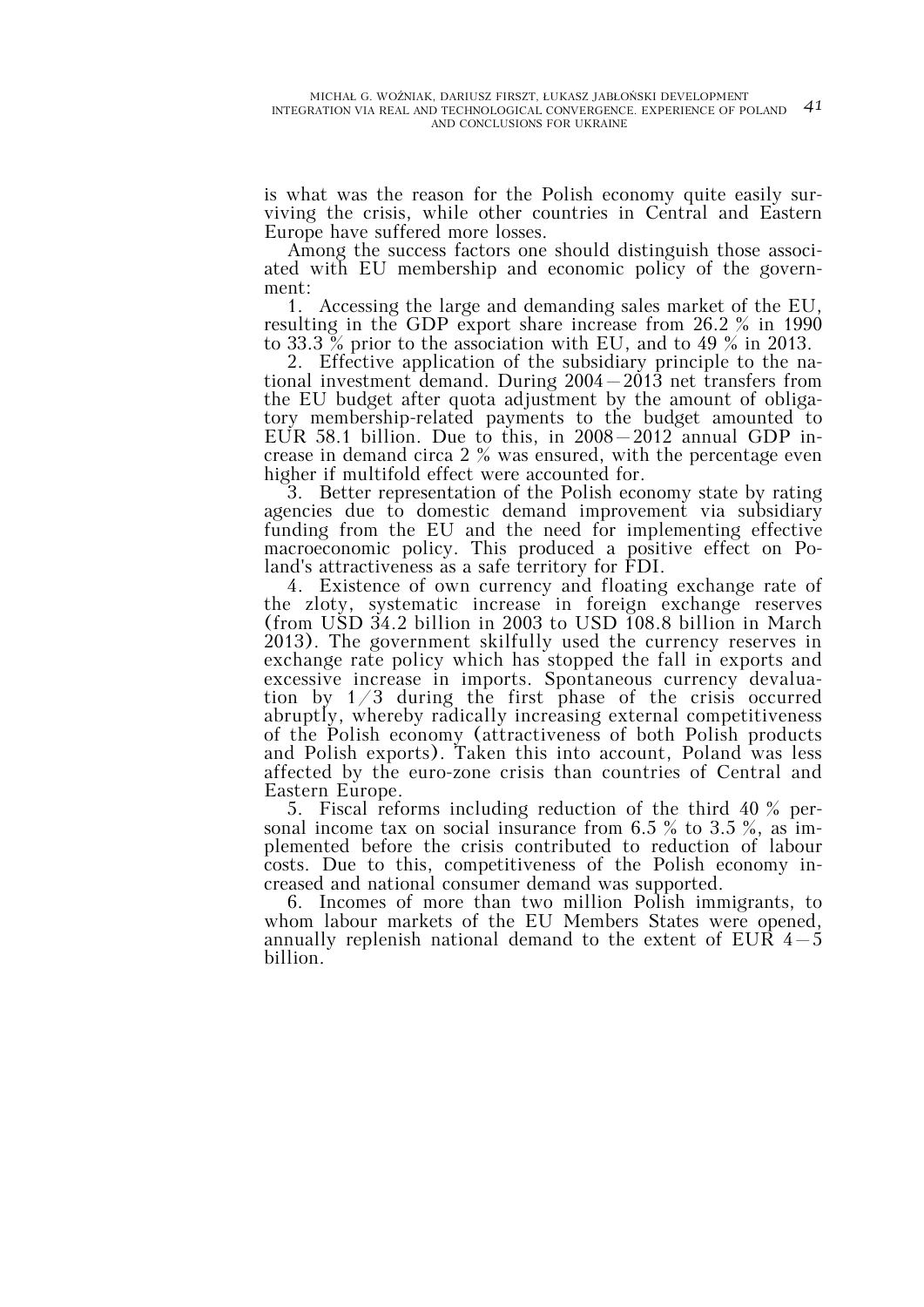is what was the reason for the Polish economy quite easily surviving the crisis, while other countries in Central and Eastern Europe have suffered more losses.

Among the success factors one should distinguish those associated with EU membership and economic policy of the government:

1. Accessing the large and demanding sales market of the EU, resulting in the GDP export share increase from 26.2 % in 1990 to 33.3 % prior to the association with EU, and to 49 % in 2013.
2. Effective application of the subsidiary principle to the national investment demand. During 2004 – 2013 net transfers from the EU budget after quota adjustment by the amount of obligatory membership-related payments to the budget amounted to EUR 58.1 billion. Due to this, in 2008 – 2012 annual GDP increase in demand circa 2 % was ensured, with the percentage even higher if multifold effect were accounted for.
3. Better representation of the Polish economy state by rating agencies due to domestic demand improvement via subsidiary funding from the EU and the need for implementing effective macroeconomic policy. This produced a positive effect on Poland's attractiveness as a safe territory for FDI.
4. Existence of own currency and floating exchange rate of the zloty, systematic increase in foreign exchange reserves (from USD 34.2 billion in 2003 to USD 108.8 billion in March 2013). The government skilfully used the currency reserves in exchange rate policy which has stopped the fall in exports and excessive increase in imports. Spontaneous currency devaluation by 1/3 during the first phase of the crisis occurred abruptly, whereby radically increasing external competitiveness of the Polish economy (attractiveness of both Polish products and Polish exports). Taken this into account, Poland was less affected by the euro-zone crisis than countries of Central and Eastern Europe.
5. Fiscal reforms including reduction of the third 40 % personal income tax on social insurance from 6.5 % to 3.5 %, as implemented before the crisis contributed to reduction of labour costs. Due to this, competitiveness of the Polish economy increased and national consumer demand was supported.
6. Incomes of more than two million Polish immigrants, to whom labour markets of the EU Members States were opened, annually replenish national demand to the extent of EUR 4 – 5 billion.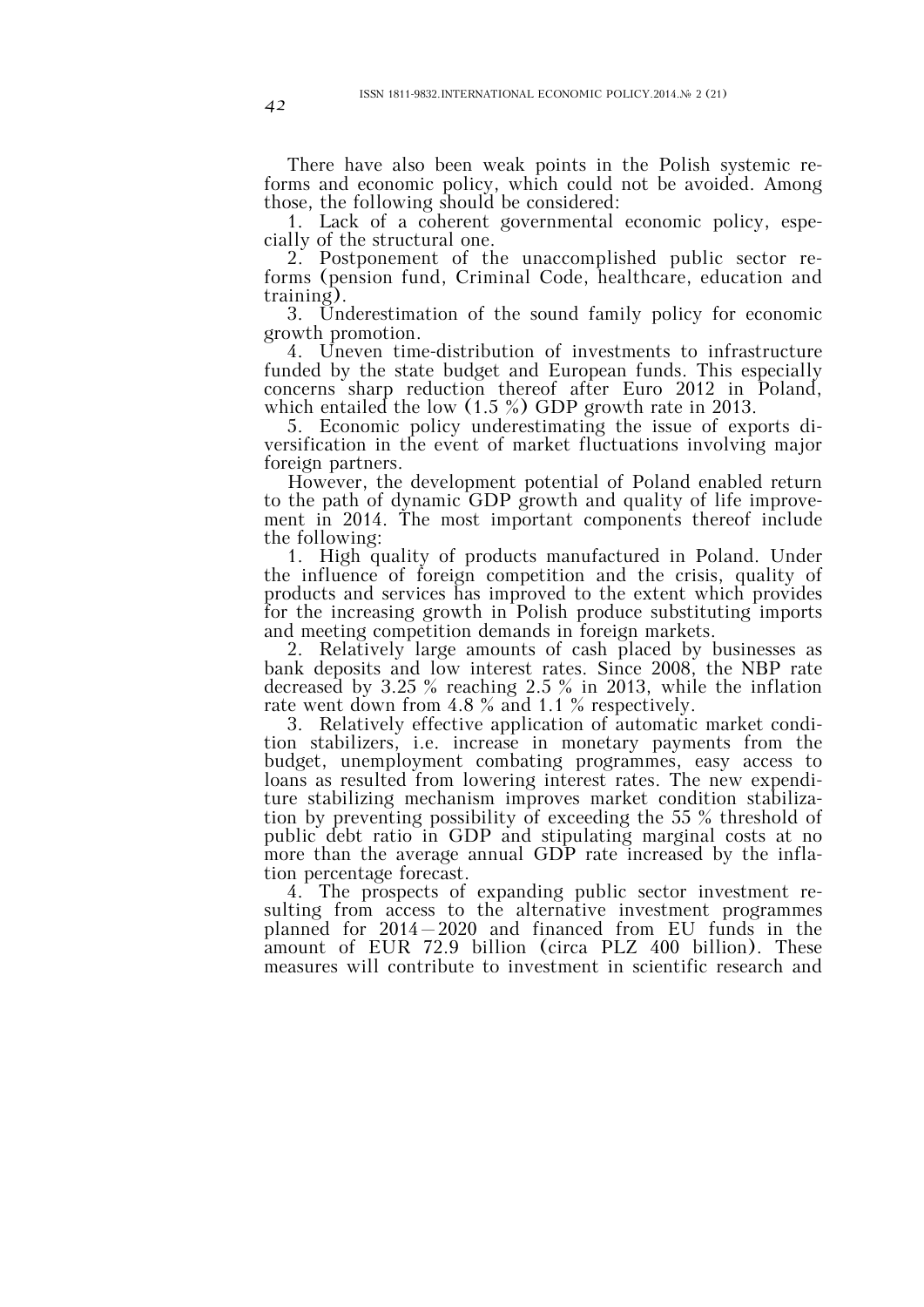There have also been weak points in the Polish systemic reforms and economic policy, which could not be avoided. Among those, the following should be considered:

1. Lack of a coherent governmental economic policy, especially of the structural one.
2. Postponement of the unaccomplished public sector reforms (pension fund, Criminal Code, healthcare, education and training).
3. Underestimation of the sound family policy for economic growth promotion.
4. Uneven time-distribution of investments to infrastructure funded by the state budget and European funds. This especially concerns sharp reduction thereof after Euro 2012 in Poland, which entailed the low (1.5 %) GDP growth rate in 2013.
5. Economic policy underestimating the issue of exports diversification in the event of market fluctuations involving major foreign partners.

However, the development potential of Poland enabled return to the path of dynamic GDP growth and quality of life improvement in 2014. The most important components thereof include the following:

1. High quality of products manufactured in Poland. Under the influence of foreign competition and the crisis, quality of products and services has improved to the extent which provides for the increasing growth in Polish produce substituting imports and meeting competition demands in foreign markets.
2. Relatively large amounts of cash placed by businesses as bank deposits and low interest rates. Since 2008, the NBP rate decreased by 3.25 % reaching 2.5 % in 2013, while the inflation rate went down from 4.8 % and 1.1 % respectively.
3. Relatively effective application of automatic market condition stabilizers, i.e. increase in monetary payments from the budget, unemployment combating programmes, easy access to loans as resulted from lowering interest rates. The new expenditure stabilizing mechanism improves market condition stabilization by preventing possibility of exceeding the 55 % threshold of public debt ratio in GDP and stipulating marginal costs at no more than the average annual GDP rate increased by the inflation percentage forecast.
4. The prospects of expanding public sector investment resulting from access to the alternative investment programmes planned for 2014 – 2020 and financed from EU funds in the amount of EUR 72.9 billion (circa PLZ 400 billion). These measures will contribute to investment in scientific research and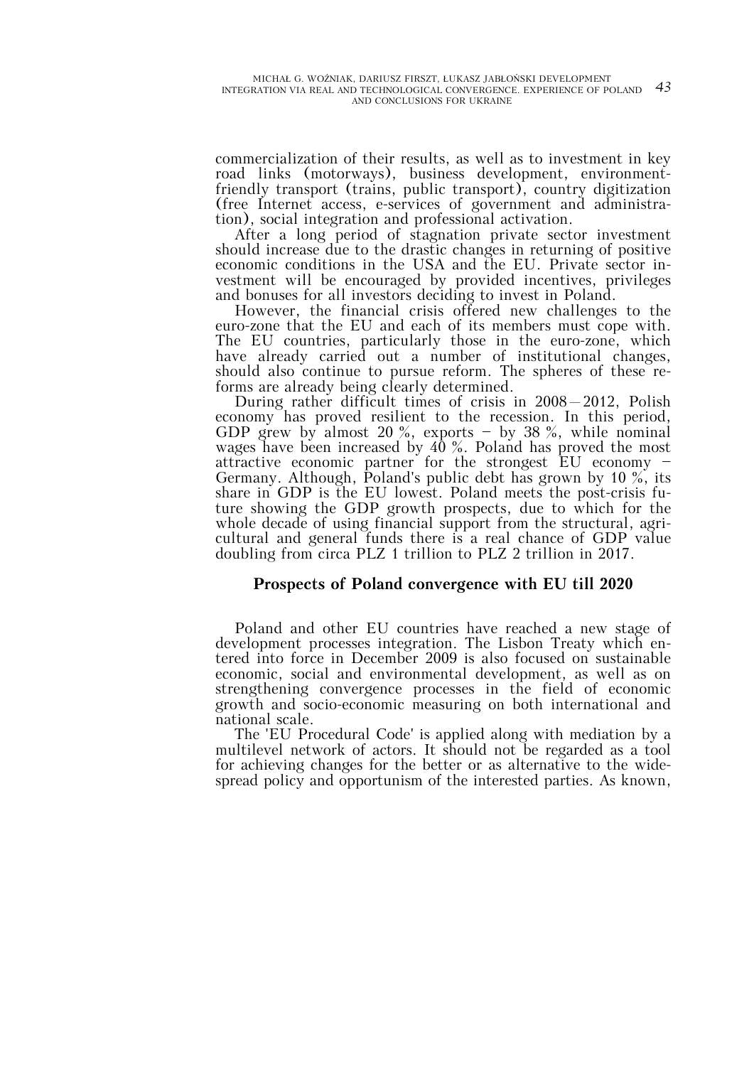commercialization of their results, as well as to investment in key road links (motorways), business development, environment-friendly transport (trains, public transport), country digitization (free Internet access, e-services of government and administration), social integration and professional activation.

After a long period of stagnation private sector investment should increase due to the drastic changes in returning of positive economic conditions in the USA and the EU. Private sector investment will be encouraged by provided incentives, privileges and bonuses for all investors deciding to invest in Poland.

However, the financial crisis offered new challenges to the euro-zone that the EU and each of its members must cope with. The EU countries, particularly those in the euro-zone, which have already carried out a number of institutional changes, should also continue to pursue reform. The spheres of these reforms are already being clearly determined.

During rather difficult times of crisis in 2008—2012, Polish economy has proved resilient to the recession. In this period, GDP grew by almost 20 %, exports – by 38 %, while nominal wages have been increased by 40 %. Poland has proved the most attractive economic partner for the strongest EU economy – Germany. Although, Poland's public debt has grown by 10 %, its share in GDP is the EU lowest. Poland meets the post-crisis future showing the GDP growth prospects, due to which for the whole decade of using financial support from the structural, agricultural and general funds there is a real chance of GDP value doubling from circa PLZ 1 trillion to PLZ 2 trillion in 2017.

## Prospects of Poland convergence with EU till 2020

Poland and other EU countries have reached a new stage of development processes integration. The Lisbon Treaty which entered into force in December 2009 is also focused on sustainable economic, social and environmental development, as well as on strengthening convergence processes in the field of economic growth and socio-economic measuring on both international and national scale.

The 'EU Procedural Code' is applied along with mediation by a multilevel network of actors. It should not be regarded as a tool for achieving changes for the better or as alternative to the widespread policy and opportunism of the interested parties. As known,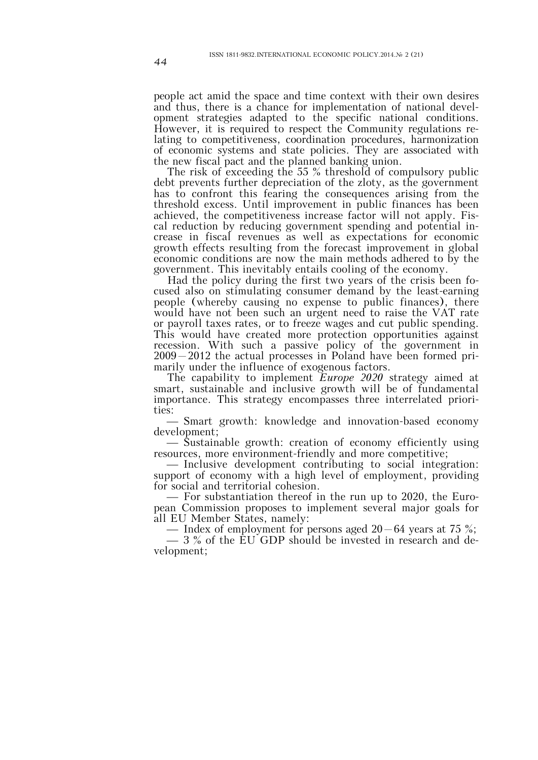people act amid the space and time context with their own desires and thus, there is a chance for implementation of national development strategies adapted to the specific national conditions. However, it is required to respect the Community regulations relating to competitiveness, coordination procedures, harmonization of economic systems and state policies. They are associated with the new fiscal pact and the planned banking union.

The risk of exceeding the 55 % threshold of compulsory public debt prevents further depreciation of the zloty, as the government has to confront this fearing the consequences arising from the threshold excess. Until improvement in public finances has been achieved, the competitiveness increase factor will not apply. Fiscal reduction by reducing government spending and potential increase in fiscal revenues as well as expectations for economic growth effects resulting from the forecast improvement in global economic conditions are now the main methods adhered to by the government. This inevitably entails cooling of the economy.

Had the policy during the first two years of the crisis been focused also on stimulating consumer demand by the least-earning people (whereby causing no expense to public finances), there would have not been such an urgent need to raise the VAT rate or payroll taxes rates, or to freeze wages and cut public spending. This would have created more protection opportunities against recession. With such a passive policy of the government in 2009—2012 the actual processes in Poland have been formed primarily under the influence of exogenous factors.

The capability to implement *Europe 2020* strategy aimed at smart, sustainable and inclusive growth will be of fundamental importance. This strategy encompasses three interrelated priorities:

— Smart growth: knowledge and innovation-based economy development;

— Sustainable growth: creation of economy efficiently using resources, more environment-friendly and more competitive;

— Inclusive development contributing to social integration: support of economy with a high level of employment, providing for social and territorial cohesion.

— For substantiation thereof in the run up to 2020, the European Commission proposes to implement several major goals for all EU Member States, namely:

— Index of employment for persons aged 20—64 years at 75 %;

— 3 % of the EU GDP should be invested in research and development;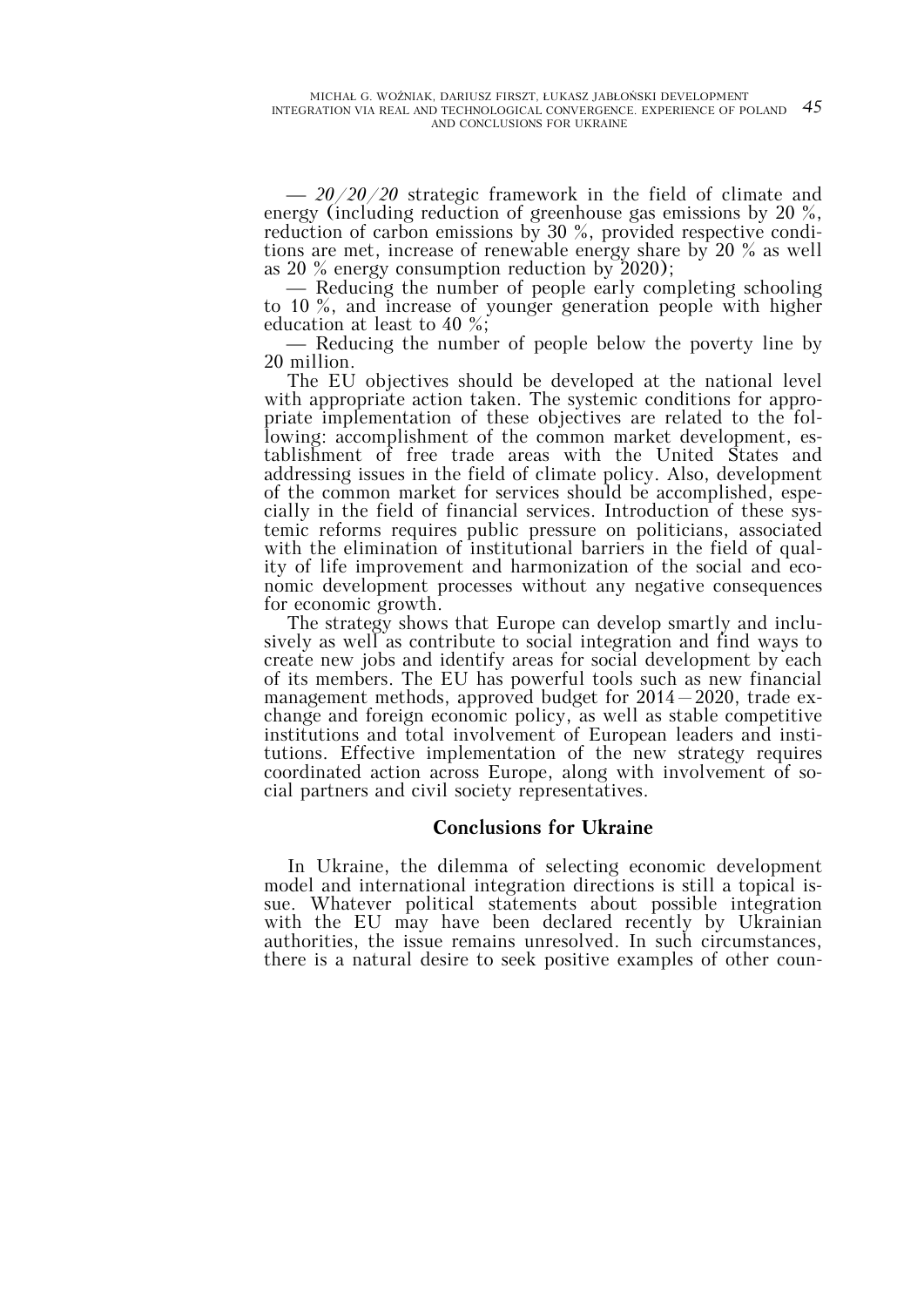— *20/20/20* strategic framework in the field of climate and energy (including reduction of greenhouse gas emissions by 20 %, reduction of carbon emissions by 30 %, provided respective conditions are met, increase of renewable energy share by 20 % as well as 20 % energy consumption reduction by 2020);

— Reducing the number of people early completing schooling to 10 %, and increase of younger generation people with higher education at least to 40 %;

— Reducing the number of people below the poverty line by 20 million.

The EU objectives should be developed at the national level with appropriate action taken. The systemic conditions for appropriate implementation of these objectives are related to the following: accomplishment of the common market development, establishment of free trade areas with the United States and addressing issues in the field of climate policy. Also, development of the common market for services should be accomplished, especially in the field of financial services. Introduction of these systemic reforms requires public pressure on politicians, associated with the elimination of institutional barriers in the field of quality of life improvement and harmonization of the social and economic development processes without any negative consequences for economic growth.

The strategy shows that Europe can develop smartly and inclusively as well as contribute to social integration and find ways to create new jobs and identify areas for social development by each of its members. The EU has powerful tools such as new financial management methods, approved budget for 2014–2020, trade exchange and foreign economic policy, as well as stable competitive institutions and total involvement of European leaders and institutions. Effective implementation of the new strategy requires coordinated action across Europe, along with involvement of social partners and civil society representatives.

## Conclusions for Ukraine

In Ukraine, the dilemma of selecting economic development model and international integration directions is still a topical issue. Whatever political statements about possible integration with the EU may have been declared recently by Ukrainian authorities, the issue remains unresolved. In such circumstances, there is a natural desire to seek positive examples of other coun-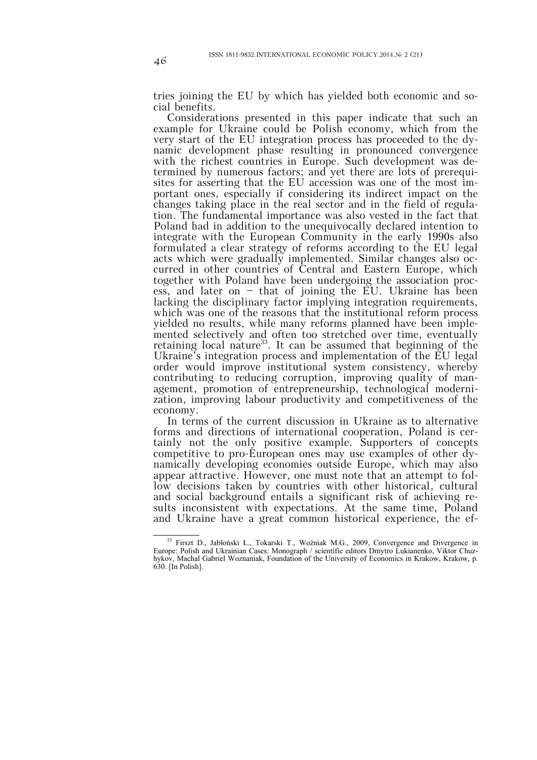tries joining the EU by which has yielded both economic and social benefits.

Considerations presented in this paper indicate that such an example for Ukraine could be Polish economy, which from the very start of the EU integration process has proceeded to the dynamic development phase resulting in pronounced convergence with the richest countries in Europe. Such development was determined by numerous factors; and yet there are lots of prerequisites for asserting that the EU accession was one of the most important ones, especially if considering its indirect impact on the changes taking place in the real sector and in the field of regulation. The fundamental importance was also vested in the fact that Poland had in addition to the unequivocally declared intention to integrate with the European Community in the early 1990s also formulated a clear strategy of reforms according to the EU legal acts which were gradually implemented. Similar changes also occurred in other countries of Central and Eastern Europe, which together with Poland have been undergoing the association process, and later on – that of joining the EU. Ukraine has been lacking the disciplinary factor implying integration requirements, which was one of the reasons that the institutional reform process yielded no results, while many reforms planned have been implemented selectively and often too stretched over time, eventually retaining local nature[33]. It can be assumed that beginning of the Ukraine's integration process and implementation of the EU legal order would improve institutional system consistency, whereby contributing to reducing corruption, improving quality of management, promotion of entrepreneurship, technological modernization, improving labour productivity and competitiveness of the economy.

In terms of the current discussion in Ukraine as to alternative forms and directions of international cooperation, Poland is certainly not the only positive example. Supporters of concepts competitive to pro-European ones may use examples of other dynamically developing economies outside Europe, which may also appear attractive. However, one must note that an attempt to follow decisions taken by countries with other historical, cultural and social background entails a significant risk of achieving results inconsistent with expectations. At the same time, Poland and Ukraine have a great common historical experience, the ef-

---

[33] Firszt D., Jabłoński Ł., Tokarski T., Woźniak M.G., 2009, Convergence and Divergence in Europe: Polish and Ukrainian Cases: Monograph / scientific editors Dmytro Lukianenko, Viktor Chuzhykov, Machal Gabriel Woznaniak, Foundation of the University of Economics in Krakow, Krakow, p. 630. [In Polish].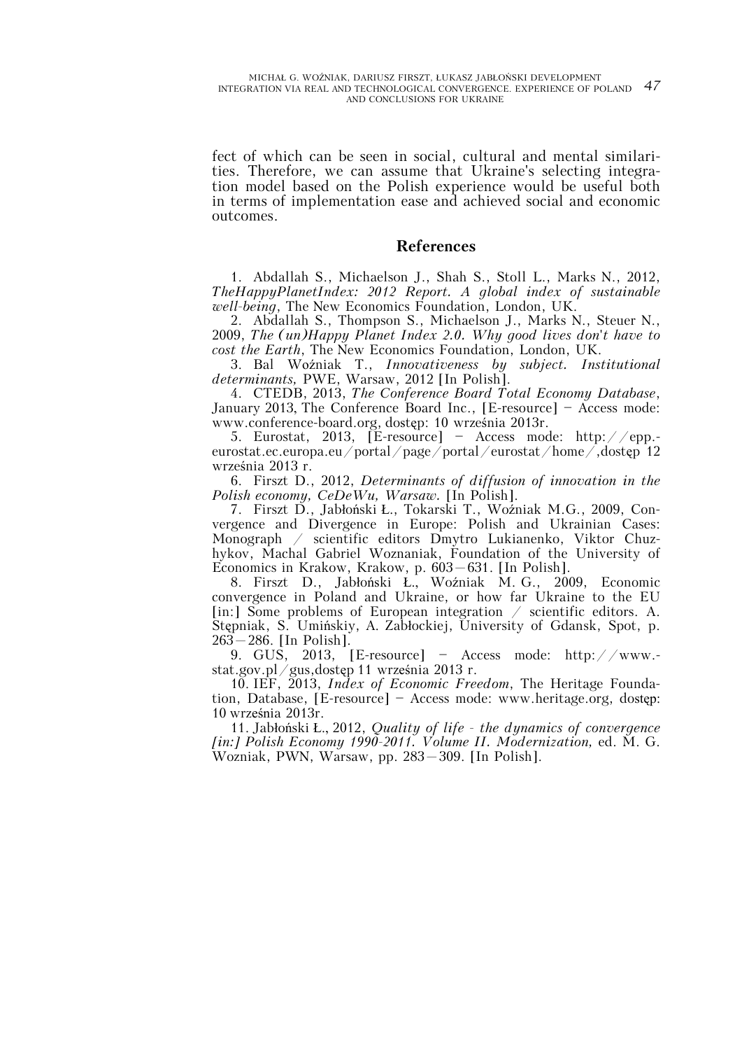fect of which can be seen in social, cultural and mental similarities. Therefore, we can assume that Ukraine's selecting integration model based on the Polish experience would be useful both in terms of implementation ease and achieved social and economic outcomes.

## References

1. Abdallah S., Michaelson J., Shah S., Stoll L., Marks N., 2012, *TheHappyPlanetIndex: 2012 Report. A global index of sustainable well-being*, The New Economics Foundation, London, UK.
2. Abdallah S., Thompson S., Michaelson J., Marks N., Steuer N., 2009, *The (un)Happy Planet Index 2.0. Why good lives don't have to cost the Earth*, The New Economics Foundation, London, UK.
3. Bal Woźniak T., *Innovativeness by subject. Institutional determinants*, PWE, Warsaw, 2012 [In Polish].
4. CTEDB, 2013, *The Conference Board Total Economy Database*, January 2013, The Conference Board Inc., [E-resource] – Access mode: www.conference-board.org, dostęp: 10 września 2013r.
5. Eurostat, 2013, [E-resource] – Access mode: http://epp.-eurostat.ec.europa.eu/portal/page/portal/eurostat/home/,dostęp 12 września 2013 r.
6. Firszt D., 2012, *Determinants of diffusion of innovation in the Polish economy, CeDeWu, Warsaw*. [In Polish].
7. Firszt D., Jabłoński Ł., Tokarski T., Woźniak M.G., 2009, Convergence and Divergence in Europe: Polish and Ukrainian Cases: Monograph / scientific editors Dmytro Lukianenko, Viktor Chuzhykov, Machal Gabriel Woznaniak, Foundation of the University of Economics in Krakow, Krakow, p. 603–631. [In Polish].
8. Firszt D., Jabłoński Ł., Woźniak M. G., 2009, Economic convergence in Poland and Ukraine, or how far Ukraine to the EU [in:] Some problems of European integration / scientific editors. A. Stępniak, S. Umińskiy, A. Zabłockiej, University of Gdansk, Spot, p. 263–286. [In Polish].
9. GUS, 2013, [E-resource] – Access mode: http://www.-stat.gov.pl/gus,dostęp 11 września 2013 r.
10. IEF, 2013, *Index of Economic Freedom*, The Heritage Foundation, Database, [E-resource] – Access mode: www.heritage.org, dostęp: 10 września 2013r.
11. Jabłoński Ł., 2012, *Quality of life - the dynamics of convergence [in:] Polish Economy 1990-2011. Volume II. Modernization,* ed. M. G. Wozniak, PWN, Warsaw, pp. 283–309. [In Polish].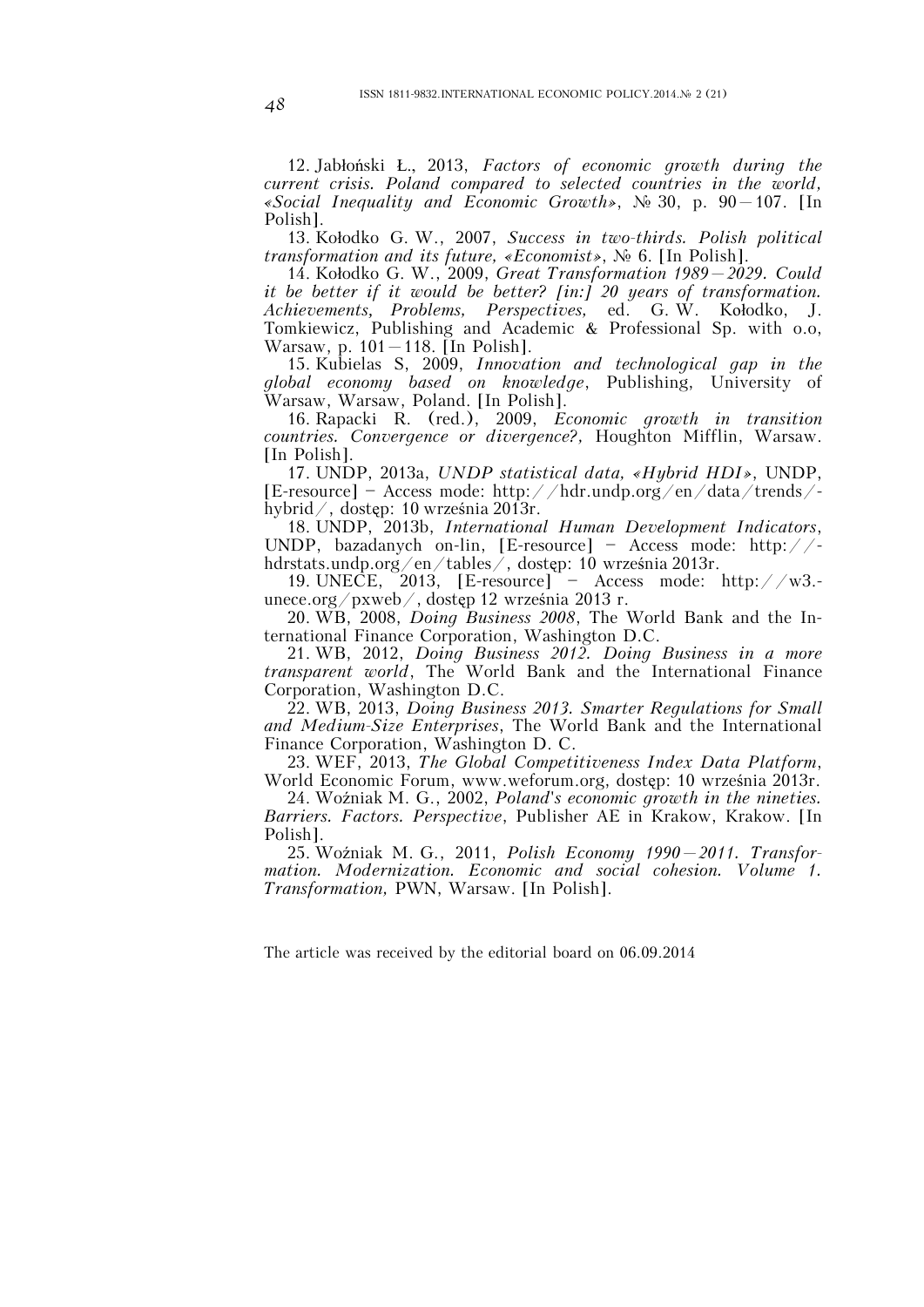12. Jabłoński Ł., 2013, *Factors of economic growth during the current crisis. Poland compared to selected countries in the world, «Social Inequality and Economic Growth»*, № 30, p. 90–107. [In Polish].

13. Kołodko G. W., 2007, *Success in two-thirds. Polish political transformation and its future, «Economist»*, № 6. [In Polish].

14. Kołodko G. W., 2009, *Great Transformation 1989–2029. Could it be better if it would be better? [in:] 20 years of transformation. Achievements, Problems, Perspectives,* ed. G. W. Kołodko, J. Tomkiewicz, Publishing and Academic & Professional Sp. with o.o, Warsaw, p. 101–118. [In Polish].

15. Kubielas S, 2009, *Innovation and technological gap in the global economy based on knowledge*, Publishing, University of Warsaw, Warsaw, Poland. [In Polish].

16. Rapacki R. (red.), 2009, *Economic growth in transition countries. Convergence or divergence?,* Houghton Mifflin, Warsaw. [In Polish].

17. UNDP, 2013a, *UNDP statistical data, «Hybrid HDI»*, UNDP, [E-resource] – Access mode: http://hdr.undp.org/en/data/trends/-hybrid/, dostęp: 10 września 2013r.

18. UNDP, 2013b, *International Human Development Indicators*, UNDP, bazadanych on-lin, [E-resource] – Access mode: http://-hdrstats.undp.org/en/tables/, dostęp: 10 września 2013r.

19. UNECE, 2013, [E-resource] – Access mode: http://w3.-unece.org/pxweb/, dostęp 12 września 2013 r.

20. WB, 2008, *Doing Business 2008*, The World Bank and the International Finance Corporation, Washington D.C.

21. WB, 2012, *Doing Business 2012. Doing Business in a more transparent world*, The World Bank and the International Finance Corporation, Washington D.C.

22. WB, 2013, *Doing Business 2013. Smarter Regulations for Small and Medium-Size Enterprises*, The World Bank and the International Finance Corporation, Washington D. C.

23. WEF, 2013, *The Global Competitiveness Index Data Platform*, World Economic Forum, www.weforum.org, dostęp: 10 września 2013r.

24. Woźniak M. G., 2002, *Poland's economic growth in the nineties. Barriers. Factors. Perspective*, Publisher AE in Krakow, Krakow. [In Polish].

25. Woźniak M. G., 2011, *Polish Economy 1990–2011. Transformation. Modernization. Economic and social cohesion. Volume 1. Transformation,* PWN, Warsaw. [In Polish].

The article was received by the editorial board on 06.09.2014